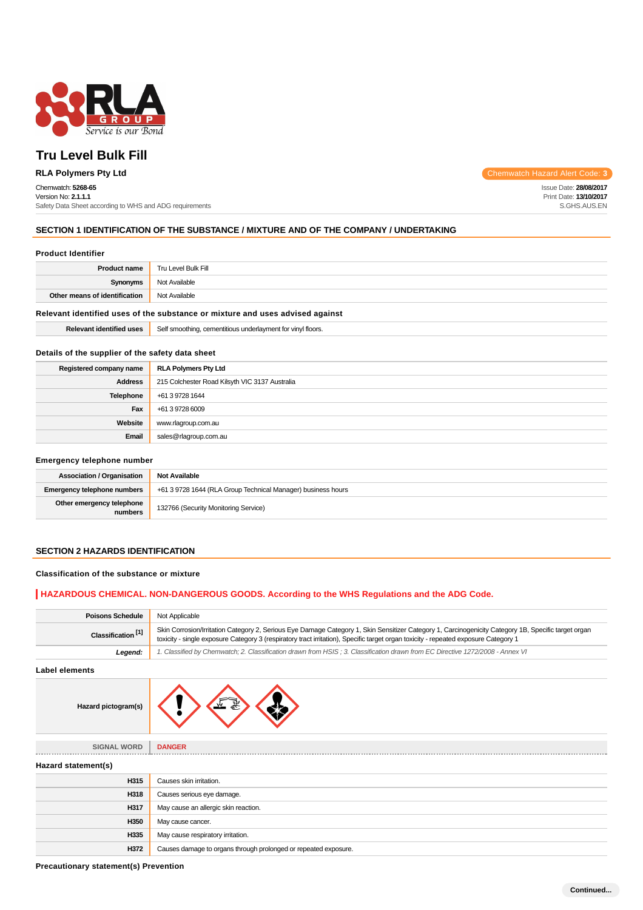# Tru Level Bulk Fill

**RLA Polymers Pty Ltd**

Chemwatch Hazard Alert Code: **3**

Chemwatch: **5268-65**
Version No: **2.1.1.1**
Safety Data Sheet according to WHS and ADG requirements

Issue Date: **28/08/2017**
Print Date: **13/10/2017**
S.GHS.AUS.EN

## SECTION 1 IDENTIFICATION OF THE SUBSTANCE / MIXTURE AND OF THE COMPANY / UNDERTAKING

### Product Identifier

| | |
|---|---|
| **Product name** | Tru Level Bulk Fill |
| **Synonyms** | Not Available |
| **Other means of identification** | Not Available |

### Relevant identified uses of the substance or mixture and uses advised against

| | |
|---|---|
| **Relevant identified uses** | Self smoothing, cementitious underlayment for vinyl floors. |

### Details of the supplier of the safety data sheet

| | |
|---|---|
| **Registered company name** | **RLA Polymers Pty Ltd** |
| **Address** | 215 Colchester Road Kilsyth VIC 3137 Australia |
| **Telephone** | +61 3 9728 1644 |
| **Fax** | +61 3 9728 6009 |
| **Website** | www.rlagroup.com.au |
| **Email** | sales@rlagroup.com.au |

### Emergency telephone number

| | |
|---|---|
| **Association / Organisation** | **Not Available** |
| **Emergency telephone numbers** | +61 3 9728 1644 (RLA Group Technical Manager) business hours |
| **Other emergency telephone numbers** | 132766 (Security Monitoring Service) |

## SECTION 2 HAZARDS IDENTIFICATION

### Classification of the substance or mixture

**HAZARDOUS CHEMICAL. NON-DANGEROUS GOODS. According to the WHS Regulations and the ADG Code.**

| | |
|---|---|
| **Poisons Schedule** | Not Applicable |
| **Classification [1]** | Skin Corrosion/Irritation Category 2, Serious Eye Damage Category 1, Skin Sensitizer Category 1, Carcinogenicity Category 1B, Specific target organ toxicity - single exposure Category 3 (respiratory tract irritation), Specific target organ toxicity - repeated exposure Category 1 |
| ***Legend:*** | *1. Classified by Chemwatch; 2. Classification drawn from HSIS ; 3. Classification drawn from EC Directive 1272/2008 - Annex VI* |

### Label elements

| | |
|---|---|
| **Hazard pictogram(s)** | |
| SIGNAL WORD | **DANGER** |

### Hazard statement(s)

| | |
|---|---|
| **H315** | Causes skin irritation. |
| **H318** | Causes serious eye damage. |
| **H317** | May cause an allergic skin reaction. |
| **H350** | May cause cancer. |
| **H335** | May cause respiratory irritation. |
| **H372** | Causes damage to organs through prolonged or repeated exposure. |

### Precautionary statement(s) Prevention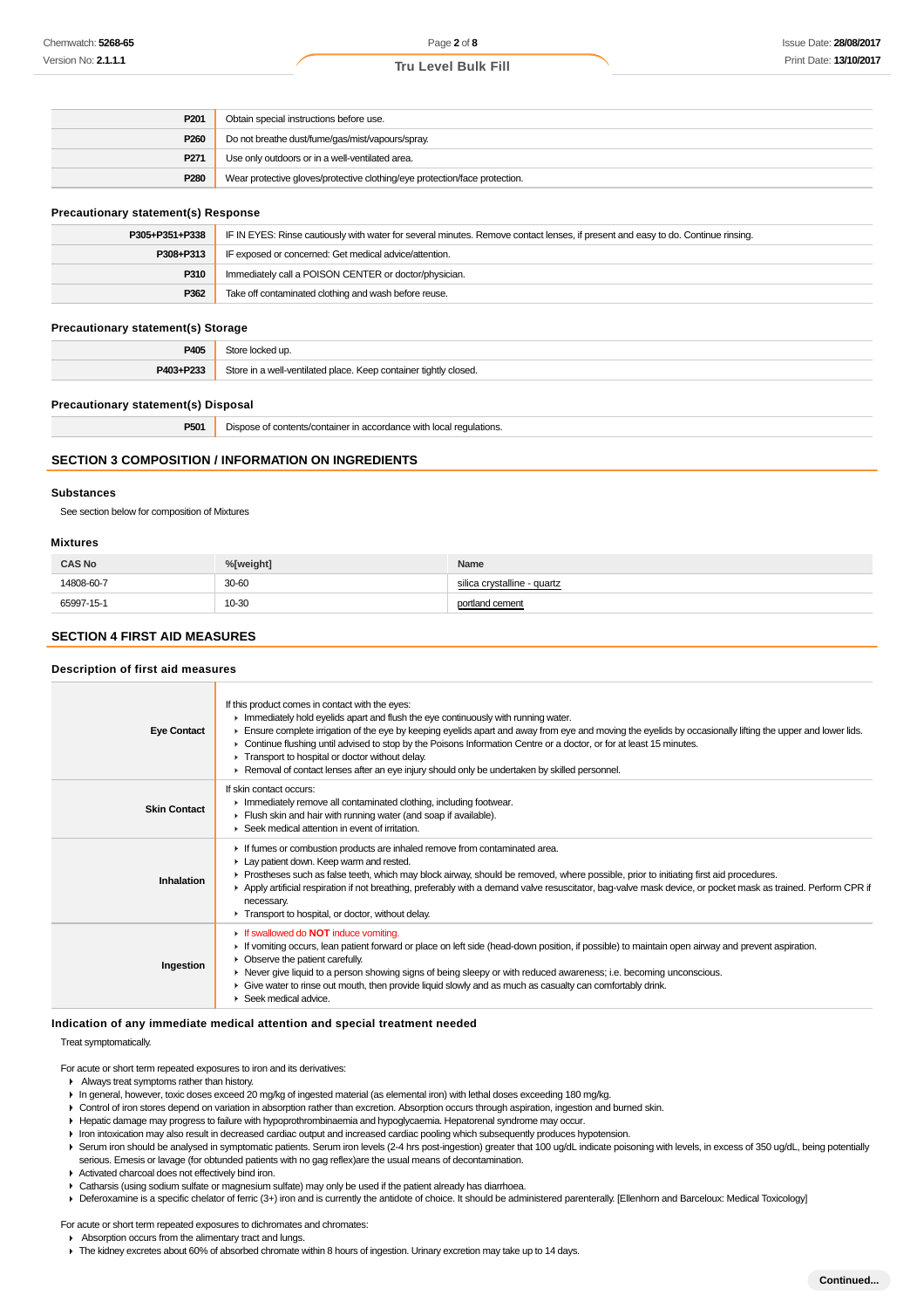| | |
|---|---|
| P201 | Obtain special instructions before use. |
| P260 | Do not breathe dust/fume/gas/mist/vapours/spray. |
| P271 | Use only outdoors or in a well-ventilated area. |
| P280 | Wear protective gloves/protective clothing/eye protection/face protection. |

### Precautionary statement(s) Response

| | |
|---|---|
| P305+P351+P338 | IF IN EYES: Rinse cautiously with water for several minutes. Remove contact lenses, if present and easy to do. Continue rinsing. |
| P308+P313 | IF exposed or concerned: Get medical advice/attention. |
| P310 | Immediately call a POISON CENTER or doctor/physician. |
| P362 | Take off contaminated clothing and wash before reuse. |

### Precautionary statement(s) Storage

| | |
|---|---|
| P405 | Store locked up. |
| P403+P233 | Store in a well-ventilated place. Keep container tightly closed. |

### Precautionary statement(s) Disposal

| | |
|---|---|
| P501 | Dispose of contents/container in accordance with local regulations. |

## SECTION 3 COMPOSITION / INFORMATION ON INGREDIENTS

### Substances

See section below for composition of Mixtures

### Mixtures

| CAS No | %[weight] | Name |
|---|---|---|
| 14808-60-7 | 30-60 | silica crystalline - quartz |
| 65997-15-1 | 10-30 | portland cement |

## SECTION 4 FIRST AID MEASURES

### Description of first aid measures

| | |
|---|---|
| **Eye Contact** | If this product comes in contact with the eyes:<br>▸ Immediately hold eyelids apart and flush the eye continuously with running water.<br>▸ Ensure complete irrigation of the eye by keeping eyelids apart and away from eye and moving the eyelids by occasionally lifting the upper and lower lids.<br>▸ Continue flushing until advised to stop by the Poisons Information Centre or a doctor, or for at least 15 minutes.<br>▸ Transport to hospital or doctor without delay.<br>▸ Removal of contact lenses after an eye injury should only be undertaken by skilled personnel. |
| **Skin Contact** | If skin contact occurs:<br>▸ Immediately remove all contaminated clothing, including footwear.<br>▸ Flush skin and hair with running water (and soap if available).<br>▸ Seek medical attention in event of irritation. |
| **Inhalation** | ▸ If fumes or combustion products are inhaled remove from contaminated area.<br>▸ Lay patient down. Keep warm and rested.<br>▸ Prostheses such as false teeth, which may block airway, should be removed, where possible, prior to initiating first aid procedures.<br>▸ Apply artificial respiration if not breathing, preferably with a demand valve resuscitator, bag-valve mask device, or pocket mask as trained. Perform CPR if necessary.<br>▸ Transport to hospital, or doctor, without delay. |
| **Ingestion** | ▸ If swallowed do **NOT** induce vomiting.<br>▸ If vomiting occurs, lean patient forward or place on left side (head-down position, if possible) to maintain open airway and prevent aspiration.<br>▸ Observe the patient carefully.<br>▸ Never give liquid to a person showing signs of being sleepy or with reduced awareness; i.e. becoming unconscious.<br>▸ Give water to rinse out mouth, then provide liquid slowly and as much as casualty can comfortably drink.<br>▸ Seek medical advice. |

### Indication of any immediate medical attention and special treatment needed

Treat symptomatically.

For acute or short term repeated exposures to iron and its derivatives:

- Always treat symptoms rather than history.
- In general, however, toxic doses exceed 20 mg/kg of ingested material (as elemental iron) with lethal doses exceeding 180 mg/kg.
- Control of iron stores depend on variation in absorption rather than excretion. Absorption occurs through aspiration, ingestion and burned skin.
- Hepatic damage may progress to failure with hypoprothrombinaemia and hypoglycaemia. Hepatorenal syndrome may occur.
- Iron intoxication may also result in decreased cardiac output and increased cardiac pooling which subsequently produces hypotension.
- Serum iron should be analysed in symptomatic patients. Serum iron levels (2-4 hrs post-ingestion) greater that 100 ug/dL indicate poisoning with levels, in excess of 350 ug/dL, being potentially serious. Emesis or lavage (for obtunded patients with no gag reflex)are the usual means of decontamination.
- Activated charcoal does not effectively bind iron.
- Catharsis (using sodium sulfate or magnesium sulfate) may only be used if the patient already has diarrhoea.
- Deferoxamine is a specific chelator of ferric (3+) iron and is currently the antidote of choice. It should be administered parenterally. [Ellenhorn and Barceloux: Medical Toxicology]

For acute or short term repeated exposures to dichromates and chromates:

- Absorption occurs from the alimentary tract and lungs.
- The kidney excretes about 60% of absorbed chromate within 8 hours of ingestion. Urinary excretion may take up to 14 days.

Continued...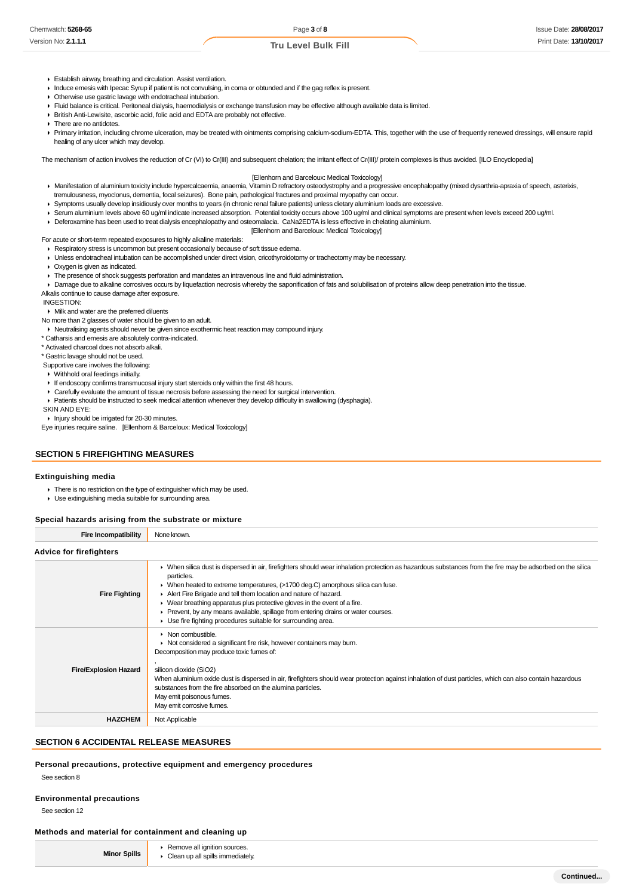- Establish airway, breathing and circulation. Assist ventilation.
- Induce emesis with Ipecac Syrup if patient is not convulsing, in coma or obtunded and if the gag reflex is present.
- Otherwise use gastric lavage with endotracheal intubation.
- Fluid balance is critical. Peritoneal dialysis, haemodialysis or exchange transfusion may be effective although available data is limited.
- British Anti-Lewisite, ascorbic acid, folic acid and EDTA are probably not effective.
- There are no antidotes.
- Primary irritation, including chrome ulceration, may be treated with ointments comprising calcium-sodium-EDTA. This, together with the use of frequently renewed dressings, will ensure rapid healing of any ulcer which may develop.

The mechanism of action involves the reduction of Cr (VI) to Cr(III) and subsequent chelation; the irritant effect of Cr(III)/ protein complexes is thus avoided. [ILO Encyclopedia]

[Ellenhorn and Barceloux: Medical Toxicology]

- Manifestation of aluminium toxicity include hypercalcaemia, anaemia, Vitamin D refractory osteodystrophy and a progressive encephalopathy (mixed dysarthria-apraxia of speech, asterixis, tremulousness, myoclonus, dementia, focal seizures). Bone pain, pathological fractures and proximal myopathy can occur.
- Symptoms usually develop insidiously over months to years (in chronic renal failure patients) unless dietary aluminium loads are excessive.
- Serum aluminium levels above 60 ug/ml indicate increased absorption. Potential toxicity occurs above 100 ug/ml and clinical symptoms are present when levels exceed 200 ug/ml.
- Deferoxamine has been used to treat dialysis encephalopathy and osteomalacia. CaNa2EDTA is less effective in chelating aluminium.

[Ellenhorn and Barceloux: Medical Toxicology]

For acute or short-term repeated exposures to highly alkaline materials:

- Respiratory stress is uncommon but present occasionally because of soft tissue edema.
- Unless endotracheal intubation can be accomplished under direct vision, cricothyroidotomy or tracheotomy may be necessary.
- Oxygen is given as indicated.
- The presence of shock suggests perforation and mandates an intravenous line and fluid administration.
- Damage due to alkaline corrosives occurs by liquefaction necrosis whereby the saponification of fats and solubilisation of proteins allow deep penetration into the tissue.

Alkalis continue to cause damage after exposure.

INGESTION:

- Milk and water are the preferred diluents

No more than 2 glasses of water should be given to an adult.

- Neutralising agents should never be given since exothermic heat reaction may compound injury.

* Catharsis and emesis are absolutely contra-indicated.
* Activated charcoal does not absorb alkali.
* Gastric lavage should not be used.

Supportive care involves the following:

- Withhold oral feedings initially.
- If endoscopy confirms transmucosal injury start steroids only within the first 48 hours.
- Carefully evaluate the amount of tissue necrosis before assessing the need for surgical intervention.
- Patients should be instructed to seek medical attention whenever they develop difficulty in swallowing (dysphagia).

SKIN AND EYE:

- Injury should be irrigated for 20-30 minutes.

Eye injuries require saline. [Ellenhorn & Barceloux: Medical Toxicology]

## SECTION 5 FIREFIGHTING MEASURES

### Extinguishing media

- There is no restriction on the type of extinguisher which may be used.
- Use extinguishing media suitable for surrounding area.

### Special hazards arising from the substrate or mixture

| Fire Incompatibility | None known. |
|---|---|

### Advice for firefighters

| | |
|---|---|
| **Fire Fighting** | ▸ When silica dust is dispersed in air, firefighters should wear inhalation protection as hazardous substances from the fire may be adsorbed on the silica particles.<br>▸ When heated to extreme temperatures, (>1700 deg.C) amorphous silica can fuse.<br>▸ Alert Fire Brigade and tell them location and nature of hazard.<br>▸ Wear breathing apparatus plus protective gloves in the event of a fire.<br>▸ Prevent, by any means available, spillage from entering drains or water courses.<br>▸ Use fire fighting procedures suitable for surrounding area. |
| **Fire/Explosion Hazard** | ▸ Non combustible.<br>▸ Not considered a significant fire risk, however containers may burn.<br>Decomposition may produce toxic fumes of:<br>,<br>silicon dioxide ($SiO_2$)<br>When aluminium oxide dust is dispersed in air, firefighters should wear protection against inhalation of dust particles, which can also contain hazardous substances from the fire absorbed on the alumina particles.<br>May emit poisonous fumes.<br>May emit corrosive fumes. |
| **HAZCHEM** | Not Applicable |

## SECTION 6 ACCIDENTAL RELEASE MEASURES

### Personal precautions, protective equipment and emergency procedures

See section 8

### Environmental precautions

See section 12

### Methods and material for containment and cleaning up

| | |
|---|---|
| **Minor Spills** | ▸ Remove all ignition sources.<br>▸ Clean up all spills immediately. |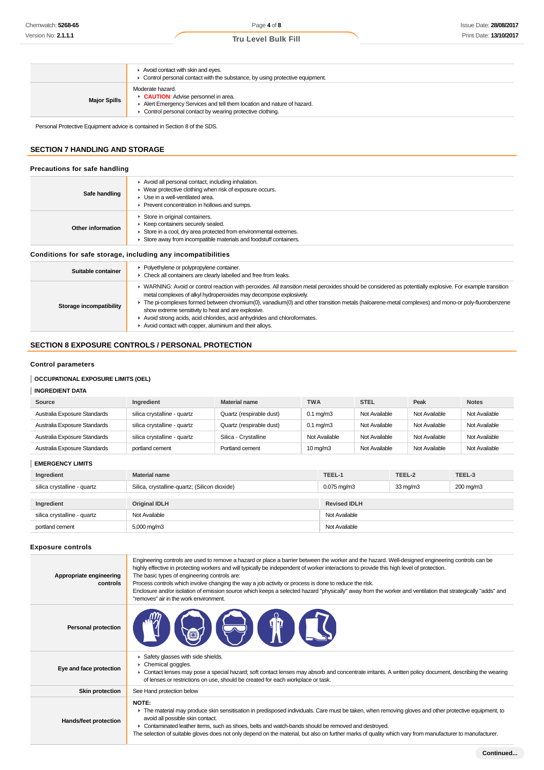| | |
|---|---|
| | ▸ Avoid contact with skin and eyes.<br>▸ Control personal contact with the substance, by using protective equipment. |
| **Major Spills** | Moderate hazard.<br>▸ **CAUTION**: Advise personnel in area.<br>▸ Alert Emergency Services and tell them location and nature of hazard.<br>▸ Control personal contact by wearing protective clothing. |

Personal Protective Equipment advice is contained in Section 8 of the SDS.

## SECTION 7 HANDLING AND STORAGE

### Precautions for safe handling

| | |
|---|---|
| **Safe handling** | ▸ Avoid all personal contact, including inhalation.<br>▸ Wear protective clothing when risk of exposure occurs.<br>▸ Use in a well-ventilated area.<br>▸ Prevent concentration in hollows and sumps. |
| **Other information** | ▸ Store in original containers.<br>▸ Keep containers securely sealed.<br>▸ Store in a cool, dry area protected from environmental extremes.<br>▸ Store away from incompatible materials and foodstuff containers. |

### Conditions for safe storage, including any incompatibilities

| | |
|---|---|
| **Suitable container** | ▸ Polyethylene or polypropylene container.<br>▸ Check all containers are clearly labelled and free from leaks. |
| **Storage incompatibility** | ▸ WARNING: Avoid or control reaction with peroxides. All *transition metal* peroxides should be considered as potentially explosive. For example transition metal complexes of alkyl hydroperoxides may decompose explosively.<br>▸ The pi-complexes formed between chromium(0), vanadium(0) and other transition metals (haloarene-metal complexes) and mono-or poly-fluorobenzene show extreme sensitivity to heat and are explosive.<br>▸ Avoid strong acids, acid chlorides, acid anhydrides and chloroformates.<br>▸ Avoid contact with copper, aluminium and their alloys. |

## SECTION 8 EXPOSURE CONTROLS / PERSONAL PROTECTION

### Control parameters

**OCCUPATIONAL EXPOSURE LIMITS (OEL)**

**INGREDIENT DATA**

| Source | Ingredient | Material name | TWA | STEL | Peak | Notes |
|---|---|---|---|---|---|---|
| Australia Exposure Standards | silica crystalline - quartz | Quartz (respirable dust) | 0.1 mg/m3 | Not Available | Not Available | Not Available |
| Australia Exposure Standards | silica crystalline - quartz | Quartz (respirable dust) | 0.1 mg/m3 | Not Available | Not Available | Not Available |
| Australia Exposure Standards | silica crystalline - quartz | Silica - Crystalline | Not Available | Not Available | Not Available | Not Available |
| Australia Exposure Standards | portland cement | Portland cement | 10 mg/m3 | Not Available | Not Available | Not Available |

**EMERGENCY LIMITS**

| Ingredient | Material name | TEEL-1 | TEEL-2 | TEEL-3 |
|---|---|---|---|---|
| silica crystalline - quartz | Silica, crystalline-quartz; (Silicon dioxide) | 0.075 mg/m3 | 33 mg/m3 | 200 mg/m3 |

| Ingredient | Original IDLH | Revised IDLH |
|---|---|---|
| silica crystalline - quartz | Not Available | Not Available |
| portland cement | 5,000 mg/m3 | Not Available |

### Exposure controls

| | |
|---|---|
| **Appropriate engineering controls** | Engineering controls are used to remove a hazard or place a barrier between the worker and the hazard. Well-designed engineering controls can be highly effective in protecting workers and will typically be independent of worker interactions to provide this high level of protection.<br>The basic types of engineering controls are:<br>Process controls which involve changing the way a job activity or process is done to reduce the risk.<br>Enclosure and/or isolation of emission source which keeps a selected hazard "physically" away from the worker and ventilation that strategically "adds" and "removes" air in the work environment. |
| **Personal protection** | |
| **Eye and face protection** | ▸ Safety glasses with side shields.<br>▸ Chemical goggles.<br>▸ Contact lenses may pose a special hazard; soft contact lenses may absorb and concentrate irritants. A written policy document, describing the wearing of lenses or restrictions on use, should be created for each workplace or task. |
| **Skin protection** | See Hand protection below |
| **Hands/feet protection** | **NOTE:**<br>▸ The material may produce skin sensitisation in predisposed individuals. Care must be taken, when removing gloves and other protective equipment, to avoid all possible skin contact.<br>▸ Contaminated leather items, such as shoes, belts and watch-bands should be removed and destroyed.<br>The selection of suitable gloves does not only depend on the material, but also on further marks of quality which vary from manufacturer to manufacturer. |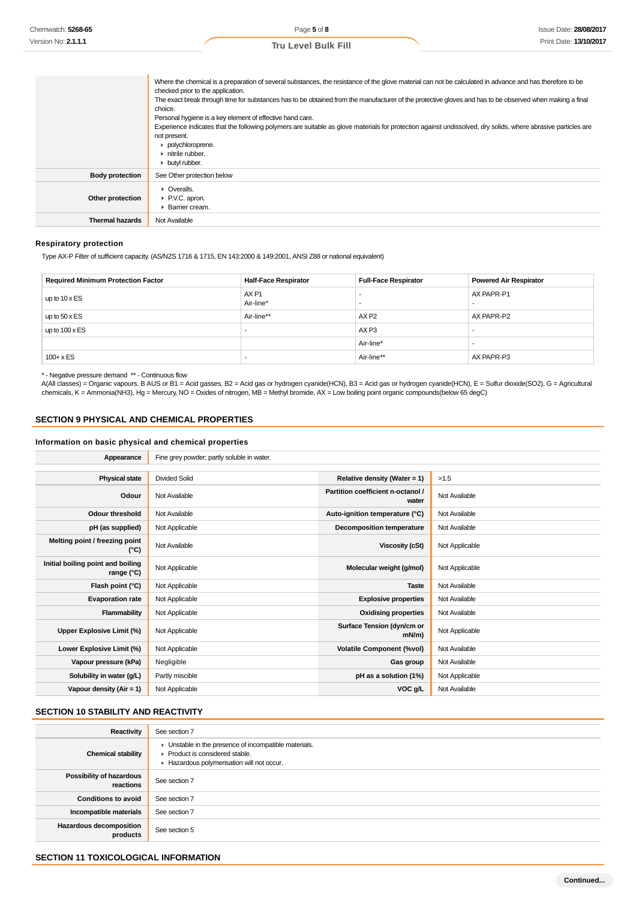| | |
|---|---|
| | Where the chemical is a preparation of several substances, the resistance of the glove material can not be calculated in advance and has therefore to be checked prior to the application.<br>The exact break through time for substances has to be obtained from the manufacturer of the protective gloves and has to be observed when making a final choice.<br>Personal hygiene is a key element of effective hand care.<br>Experience indicates that the following polymers are suitable as glove materials for protection against undissolved, dry solids, where abrasive particles are not present.<br>▸ polychloroprene.<br>▸ nitrile rubber.<br>▸ butyl rubber. |
| **Body protection** | See Other protection below |
| **Other protection** | ▸ Overalls.<br>▸ P.V.C. apron.<br>▸ Barrier cream. |
| **Thermal hazards** | Not Available |

### Respiratory protection

Type AX-P Filter of sufficient capacity. (AS/NZS 1716 & 1715, EN 143:2000 & 149:2001, ANSI Z88 or national equivalent)

| Required Minimum Protection Factor | Half-Face Respirator | Full-Face Respirator | Powered Air Respirator |
|---|---|---|---|
| up to 10 x ES | AX P1<br>Air-line* | -<br>- | AX PAPR-P1<br>- |
| up to 50 x ES | Air-line** | AX P2 | AX PAPR-P2 |
| up to 100 x ES | - | AX P3 | - |
| | | Air-line* | - |
| 100+ x ES | - | Air-line** | AX PAPR-P3 |

* - Negative pressure demand ** - Continuous flow
A(All classes) = Organic vapours, B AUS or B1 = Acid gasses, B2 = Acid gas or hydrogen cyanide(HCN), B3 = Acid gas or hydrogen cyanide(HCN), E = Sulfur dioxide(SO2), G = Agricultural chemicals, K = Ammonia(NH3), Hg = Mercury, NO = Oxides of nitrogen, MB = Methyl bromide, AX = Low boiling point organic compounds(below 65 degC)

## SECTION 9 PHYSICAL AND CHEMICAL PROPERTIES

### Information on basic physical and chemical properties

| | | | |
|---|---|---|---|
| **Appearance** | Fine grey powder; partly soluble in water. | | |
| **Physical state** | Divided Solid | **Relative density (Water = 1)** | >1.5 |
| **Odour** | Not Available | **Partition coefficient n-octanol / water** | Not Available |
| **Odour threshold** | Not Available | **Auto-ignition temperature (°C)** | Not Available |
| **pH (as supplied)** | Not Applicable | **Decomposition temperature** | Not Available |
| **Melting point / freezing point (°C)** | Not Available | **Viscosity (cSt)** | Not Applicable |
| **Initial boiling point and boiling range (°C)** | Not Applicable | **Molecular weight (g/mol)** | Not Applicable |
| **Flash point (°C)** | Not Applicable | **Taste** | Not Available |
| **Evaporation rate** | Not Applicable | **Explosive properties** | Not Available |
| **Flammability** | Not Applicable | **Oxidising properties** | Not Available |
| **Upper Explosive Limit (%)** | Not Applicable | **Surface Tension (dyn/cm or mN/m)** | Not Applicable |
| **Lower Explosive Limit (%)** | Not Applicable | **Volatile Component (%vol)** | Not Available |
| **Vapour pressure (kPa)** | Negligible | **Gas group** | Not Available |
| **Solubility in water (g/L)** | Partly miscible | **pH as a solution (1%)** | Not Applicable |
| **Vapour density (Air = 1)** | Not Applicable | **VOC g/L** | Not Available |

## SECTION 10 STABILITY AND REACTIVITY

| | |
|---|---|
| **Reactivity** | See section 7 |
| **Chemical stability** | ▸ Unstable in the presence of incompatible materials.<br>▸ Product is considered stable.<br>▸ Hazardous polymerisation will not occur. |
| **Possibility of hazardous reactions** | See section 7 |
| **Conditions to avoid** | See section 7 |
| **Incompatible materials** | See section 7 |
| **Hazardous decomposition products** | See section 5 |

## SECTION 11 TOXICOLOGICAL INFORMATION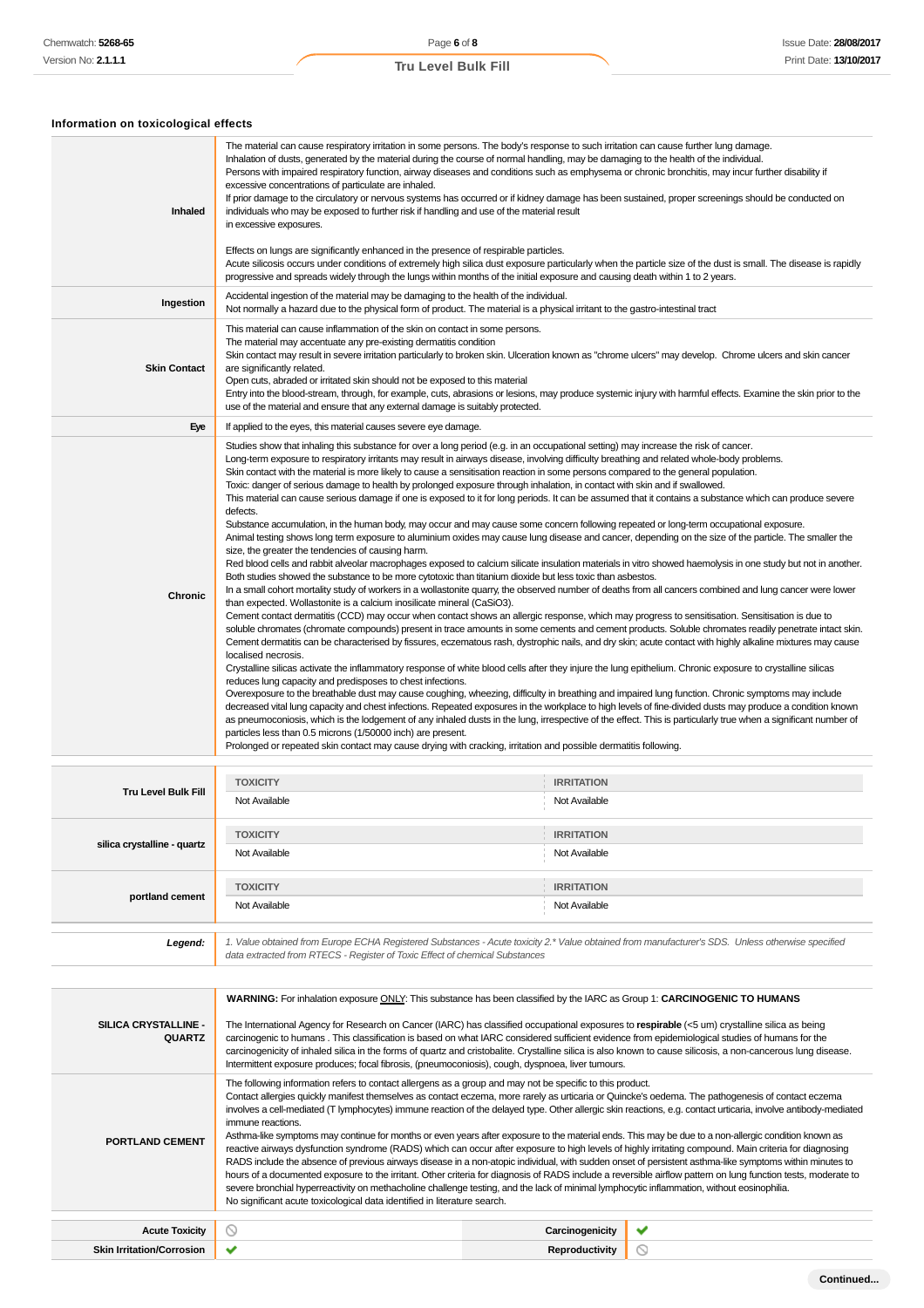### Information on toxicological effects

| | |
|---|---|
| **Inhaled** | The material can cause respiratory irritation in some persons. The body's response to such irritation can cause further lung damage.<br>Inhalation of dusts, generated by the material during the course of normal handling, may be damaging to the health of the individual.<br>Persons with impaired respiratory function, airway diseases and conditions such as emphysema or chronic bronchitis, may incur further disability if excessive concentrations of particulate are inhaled.<br>If prior damage to the circulatory or nervous systems has occurred or if kidney damage has been sustained, proper screenings should be conducted on individuals who may be exposed to further risk if handling and use of the material result<br>in excessive exposures.<br><br>Effects on lungs are significantly enhanced in the presence of respirable particles.<br>Acute silicosis occurs under conditions of extremely high silica dust exposure particularly when the particle size of the dust is small. The disease is rapidly progressive and spreads widely through the lungs within months of the initial exposure and causing death within 1 to 2 years. |
| **Ingestion** | Accidental ingestion of the material may be damaging to the health of the individual.<br>Not normally a hazard due to the physical form of product. The material is a physical irritant to the gastro-intestinal tract |
| **Skin Contact** | This material can cause inflammation of the skin on contact in some persons.<br>The material may accentuate any pre-existing dermatitis condition<br>Skin contact may result in severe irritation particularly to broken skin. Ulceration known as "chrome ulcers" may develop. Chrome ulcers and skin cancer are significantly related.<br>Open cuts, abraded or irritated skin should not be exposed to this material<br>Entry into the blood-stream, through, for example, cuts, abrasions or lesions, may produce systemic injury with harmful effects. Examine the skin prior to the use of the material and ensure that any external damage is suitably protected. |
| **Eye** | If applied to the eyes, this material causes severe eye damage. |
| **Chronic** | Studies show that inhaling this substance for over a long period (e.g. in an occupational setting) may increase the risk of cancer.<br>Long-term exposure to respiratory irritants may result in airways disease, involving difficulty breathing and related whole-body problems.<br>Skin contact with the material is more likely to cause a sensitisation reaction in some persons compared to the general population.<br>Toxic: danger of serious damage to health by prolonged exposure through inhalation, in contact with skin and if swallowed.<br>This material can cause serious damage if one is exposed to it for long periods. It can be assumed that it contains a substance which can produce severe defects.<br>Substance accumulation, in the human body, may occur and may cause some concern following repeated or long-term occupational exposure.<br>Animal testing shows long term exposure to aluminium oxides may cause lung disease and cancer, depending on the size of the particle. The smaller the size, the greater the tendencies of causing harm.<br>Red blood cells and rabbit alveolar macrophages exposed to calcium silicate insulation materials in vitro showed haemolysis in one study but not in another. Both studies showed the substance to be more cytotoxic than titanium dioxide but less toxic than asbestos.<br>In a small cohort mortality study of workers in a wollastonite quarry, the observed number of deaths from all cancers combined and lung cancer were lower than expected. Wollastonite is a calcium inosilicate mineral ($CaSiO_3$).<br>Cement contact dermatitis (CCD) may occur when contact shows an allergic response, which may progress to sensitisation. Sensitisation is due to soluble chromates (chromate compounds) present in trace amounts in some cements and cement products. Soluble chromates readily penetrate intact skin. Cement dermatitis can be characterised by fissures, eczematous rash, dystrophic nails, and dry skin; acute contact with highly alkaline mixtures may cause localised necrosis.<br>Crystalline silicas activate the inflammatory response of white blood cells after they injure the lung epithelium. Chronic exposure to crystalline silicas reduces lung capacity and predisposes to chest infections.<br>Overexposure to the breathable dust may cause coughing, wheezing, difficulty in breathing and impaired lung function. Chronic symptoms may include decreased vital lung capacity and chest infections. Repeated exposures in the workplace to high levels of fine-divided dusts may produce a condition known as pneumoconiosis, which is the lodgement of any inhaled dusts in the lung, irrespective of the effect. This is particularly true when a significant number of particles less than 0.5 microns (1/50000 inch) are present.<br>Prolonged or repeated skin contact may cause drying with cracking, irritation and possible dermatitis following. |

| | TOXICITY | IRRITATION |
|---|---|---|
| **Tru Level Bulk Fill** | Not Available | Not Available |
| **silica crystalline - quartz** | Not Available | Not Available |
| **portland cement** | Not Available | Not Available |

***Legend:*** *1. Value obtained from Europe ECHA Registered Substances - Acute toxicity 2.* Value obtained from manufacturer's SDS. Unless otherwise specified data extracted from RTECS - Register of Toxic Effect of chemical Substances*

| | |
|---|---|
| **SILICA CRYSTALLINE - QUARTZ** | **WARNING:** For inhalation exposure ONLY: This substance has been classified by the IARC as Group 1: **CARCINOGENIC TO HUMANS**<br><br>The International Agency for Research on Cancer (IARC) has classified occupational exposures to **respirable** (<5 um) crystalline silica as being carcinogenic to humans . This classification is based on what IARC considered sufficient evidence from epidemiological studies of humans for the carcinogenicity of inhaled silica in the forms of quartz and cristobalite. Crystalline silica is also known to cause silicosis, a non-cancerous lung disease. Intermittent exposure produces; focal fibrosis, (pneumoconiosis), cough, dyspnoea, liver tumours. |
| **PORTLAND CEMENT** | The following information refers to contact allergens as a group and may not be specific to this product.<br>Contact allergies quickly manifest themselves as contact eczema, more rarely as urticaria or Quincke's oedema. The pathogenesis of contact eczema involves a cell-mediated (T lymphocytes) immune reaction of the delayed type. Other allergic skin reactions, e.g. contact urticaria, involve antibody-mediated immune reactions.<br>Asthma-like symptoms may continue for months or even years after exposure to the material ends. This may be due to a non-allergic condition known as reactive airways dysfunction syndrome (RADS) which can occur after exposure to high levels of highly irritating compound. Main criteria for diagnosing RADS include the absence of previous airways disease in a non-atopic individual, with sudden onset of persistent asthma-like symptoms within minutes to hours of a documented exposure to the irritant. Other criteria for diagnosis of RADS include a reversible airflow pattern on lung function tests, moderate to severe bronchial hyperreactivity on methacholine challenge testing, and the lack of minimal lymphocytic inflammation, without eosinophilia.<br>No significant acute toxicological data identified in literature search. |

| | | | |
|---|---|---|---|
| **Acute Toxicity** | ⊘ | **Carcinogenicity** | ✔ |
| **Skin Irritation/Corrosion** | ✔ | **Reproductivity** | ⊘ |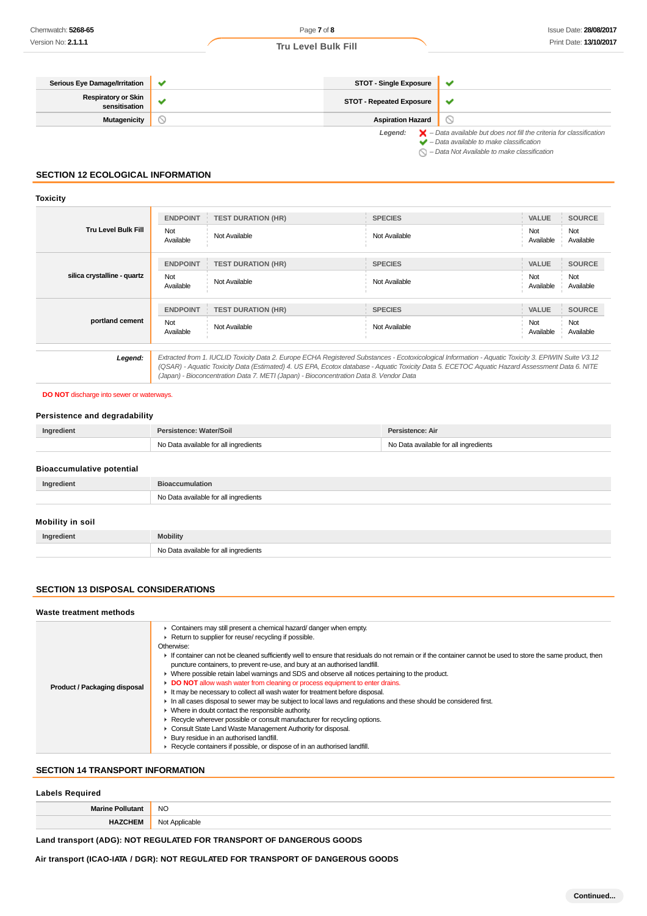| | | | |
|---|---|---|---|
| **Serious Eye Damage/Irritation** | ✔ | **STOT - Single Exposure** | ✔ |
| **Respiratory or Skin sensitisation** | ✔ | **STOT - Repeated Exposure** | ✔ |
| **Mutagenicity** | ⃠ | **Aspiration Hazard** | ⃠ |

*Legend:* ✘ – *Data available but does not fill the criteria for classification*
✔ – *Data available to make classification*
⃠ – *Data Not Available to make classification*

## SECTION 12 ECOLOGICAL INFORMATION

### Toxicity

| | ENDPOINT | TEST DURATION (HR) | SPECIES | VALUE | SOURCE |
|---|---|---|---|---|---|
| **Tru Level Bulk Fill** | Not Available | Not Available | Not Available | Not Available | Not Available |

| | ENDPOINT | TEST DURATION (HR) | SPECIES | VALUE | SOURCE |
|---|---|---|---|---|---|
| **silica crystalline - quartz** | Not Available | Not Available | Not Available | Not Available | Not Available |

| | ENDPOINT | TEST DURATION (HR) | SPECIES | VALUE | SOURCE |
|---|---|---|---|---|---|
| **portland cement** | Not Available | Not Available | Not Available | Not Available | Not Available |

| | |
|---|---|
| ***Legend:*** | *Extracted from 1. IUCLID Toxicity Data 2. Europe ECHA Registered Substances - Ecotoxicological Information - Aquatic Toxicity 3. EPIWIN Suite V3.12 (QSAR) - Aquatic Toxicity Data (Estimated) 4. US EPA, Ecotox database - Aquatic Toxicity Data 5. ECETOC Aquatic Hazard Assessment Data 6. NITE (Japan) - Bioconcentration Data 7. METI (Japan) - Bioconcentration Data 8. Vendor Data* |

**DO NOT** discharge into sewer or waterways.

### Persistence and degradability

| Ingredient | Persistence: Water/Soil | Persistence: Air |
|---|---|---|
| | No Data available for all ingredients | No Data available for all ingredients |

### Bioaccumulative potential

| Ingredient | Bioaccumulation |
|---|---|
| | No Data available for all ingredients |

### Mobility in soil

| Ingredient | Mobility |
|---|---|
| | No Data available for all ingredients |

## SECTION 13 DISPOSAL CONSIDERATIONS

### Waste treatment methods

**Product / Packaging disposal**

- Containers may still present a chemical hazard/ danger when empty.
- Return to supplier for reuse/ recycling if possible.

Otherwise:

- If container can not be cleaned sufficiently well to ensure that residuals do not remain or if the container cannot be used to store the same product, then puncture containers, to prevent re-use, and bury at an authorised landfill.
- Where possible retain label warnings and SDS and observe all notices pertaining to the product.
- **DO NOT** allow wash water from cleaning or process equipment to enter drains.
- It may be necessary to collect all wash water for treatment before disposal.
- In all cases disposal to sewer may be subject to local laws and regulations and these should be considered first.
- Where in doubt contact the responsible authority.
- Recycle wherever possible or consult manufacturer for recycling options.
- Consult State Land Waste Management Authority for disposal.
- Bury residue in an authorised landfill.
- Recycle containers if possible, or dispose of in an authorised landfill.

## SECTION 14 TRANSPORT INFORMATION

### Labels Required

| | |
|---|---|
| **Marine Pollutant** | NO |
| **HAZCHEM** | Not Applicable |

**Land transport (ADG): NOT REGULATED FOR TRANSPORT OF DANGEROUS GOODS**

**Air transport (ICAO-IATA / DGR): NOT REGULATED FOR TRANSPORT OF DANGEROUS GOODS**

**Continued...**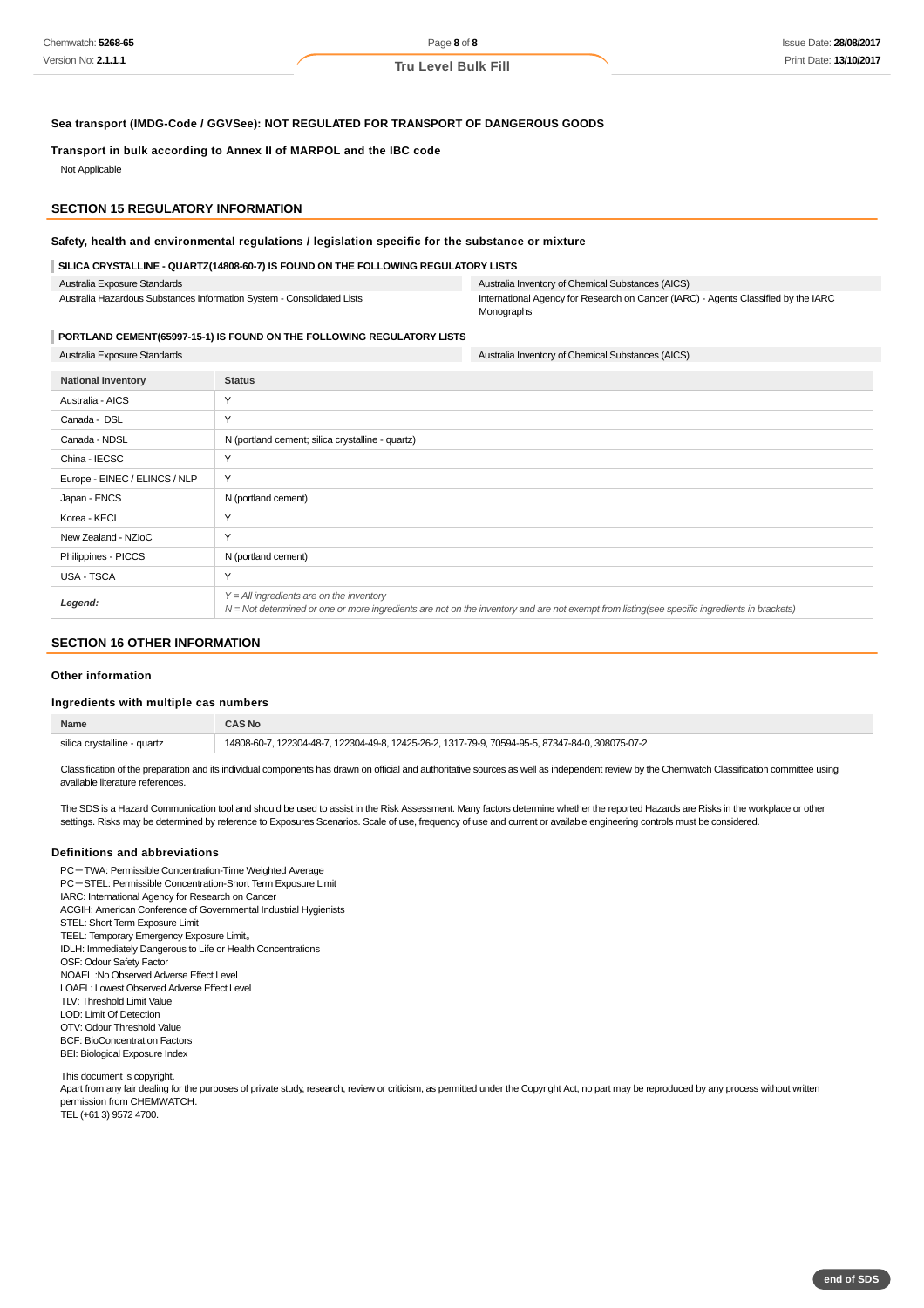**Sea transport (IMDG-Code / GGVSee): NOT REGULATED FOR TRANSPORT OF DANGEROUS GOODS**

**Transport in bulk according to Annex II of MARPOL and the IBC code**

Not Applicable

## SECTION 15 REGULATORY INFORMATION

### Safety, health and environmental regulations / legislation specific for the substance or mixture

**SILICA CRYSTALLINE - QUARTZ(14808-60-7) IS FOUND ON THE FOLLOWING REGULATORY LISTS**

| | |
|---|---|
| Australia Exposure Standards | Australia Inventory of Chemical Substances (AICS) |
| Australia Hazardous Substances Information System - Consolidated Lists | International Agency for Research on Cancer (IARC) - Agents Classified by the IARC Monographs |

**PORTLAND CEMENT(65997-15-1) IS FOUND ON THE FOLLOWING REGULATORY LISTS**

| | |
|---|---|
| Australia Exposure Standards | Australia Inventory of Chemical Substances (AICS) |

| National Inventory | Status |
|---|---|
| Australia - AICS | Y |
| Canada - DSL | Y |
| Canada - NDSL | N (portland cement; silica crystalline - quartz) |
| China - IECSC | Y |
| Europe - EINEC / ELINCS / NLP | Y |
| Japan - ENCS | N (portland cement) |
| Korea - KECI | Y |
| New Zealand - NZIoC | Y |
| Philippines - PICCS | N (portland cement) |
| USA - TSCA | Y |
| ***Legend:*** | *Y = All ingredients are on the inventory*<br>*N = Not determined or one or more ingredients are not on the inventory and are not exempt from listing(see specific ingredients in brackets)* |

## SECTION 16 OTHER INFORMATION

### Other information

### Ingredients with multiple cas numbers

| Name | CAS No |
|---|---|
| silica crystalline - quartz | 14808-60-7, 122304-48-7, 122304-49-8, 12425-26-2, 1317-79-9, 70594-95-5, 87347-84-0, 308075-07-2 |

Classification of the preparation and its individual components has drawn on official and authoritative sources as well as independent review by the Chemwatch Classification committee using available literature references.

The SDS is a Hazard Communication tool and should be used to assist in the Risk Assessment. Many factors determine whether the reported Hazards are Risks in the workplace or other settings. Risks may be determined by reference to Exposures Scenarios. Scale of use, frequency of use and current or available engineering controls must be considered.

### Definitions and abbreviations

PC－TWA: Permissible Concentration-Time Weighted Average
PC－STEL: Permissible Concentration-Short Term Exposure Limit
IARC: International Agency for Research on Cancer
ACGIH: American Conference of Governmental Industrial Hygienists
STEL: Short Term Exposure Limit
TEEL: Temporary Emergency Exposure Limit。
IDLH: Immediately Dangerous to Life or Health Concentrations
OSF: Odour Safety Factor
NOAEL :No Observed Adverse Effect Level
LOAEL: Lowest Observed Adverse Effect Level
TLV: Threshold Limit Value
LOD: Limit Of Detection
OTV: Odour Threshold Value
BCF: BioConcentration Factors
BEI: Biological Exposure Index

This document is copyright.
Apart from any fair dealing for the purposes of private study, research, review or criticism, as permitted under the Copyright Act, no part may be reproduced by any process without written permission from CHEMWATCH.
TEL (+61 3) 9572 4700.

end of SDS